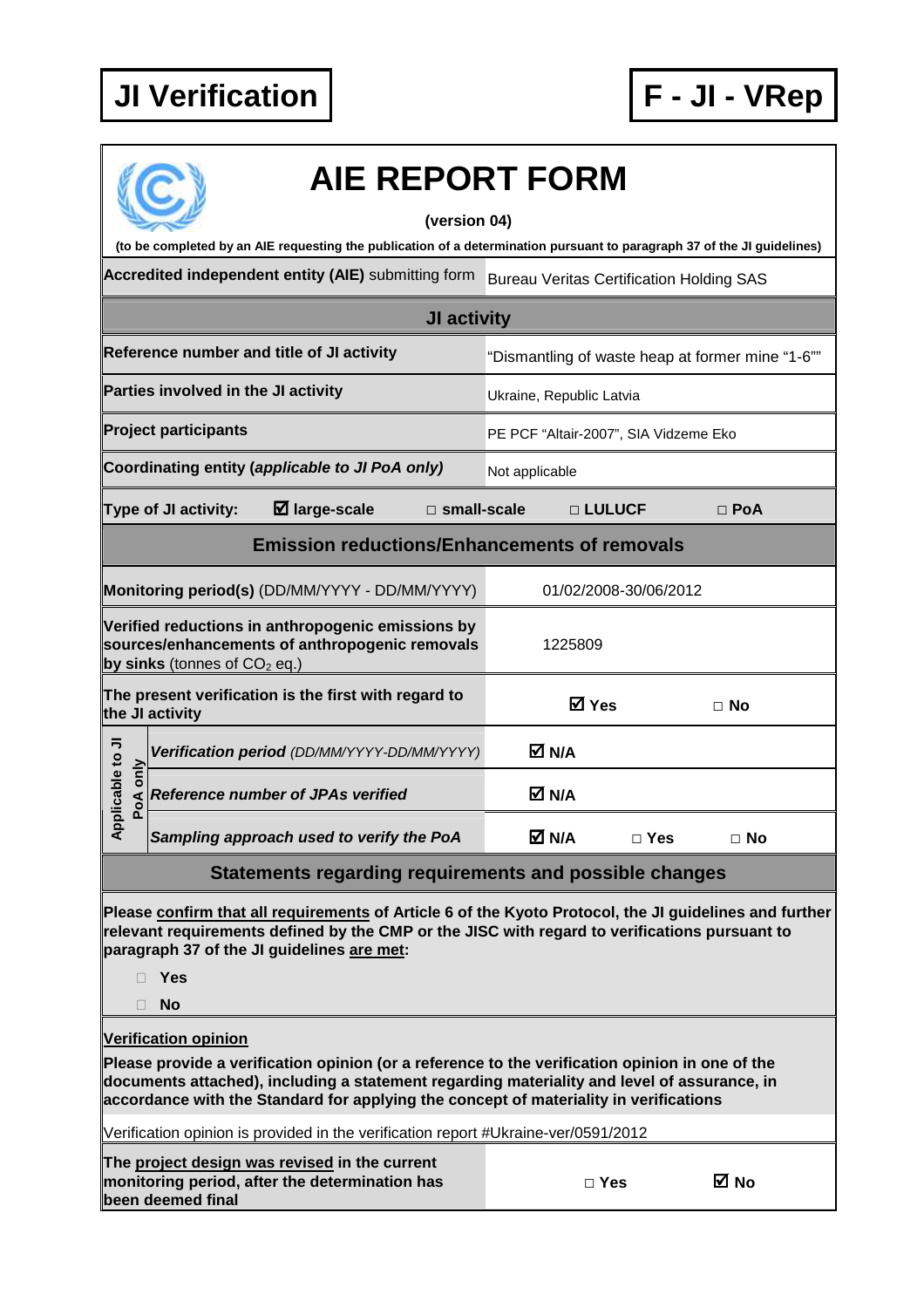# JI Verification

# F - JI - VRep

## AIE REPORT FORM

**(version 04)**

**(to be completed by an AIE requesting the publication of a determination pursuant to paragraph 37 of the JI guidelines)**

| | |
|---|---|
| **Accredited independent entity (AIE)** submitting form | Bureau Veritas Certification Holding SAS |

### JI activity

| | |
|---|---|
| **Reference number and title of JI activity** | "Dismantling of waste heap at former mine "1-6"" |
| **Parties involved in the JI activity** | Ukraine, Republic Latvia |
| **Project participants** | PE PCF "Altair-2007", SIA Vidzeme Eko |
| **Coordinating entity (*applicable to JI PoA only*)** | Not applicable |

**Type of JI activity:** ☑ **large-scale** □ **small-scale** □ **LULUCF** □ **PoA**

### Emission reductions/Enhancements of removals

| | | |
|---|---|---|
| **Monitoring period(s)** (DD/MM/YYYY - DD/MM/YYYY) | 01/02/2008-30/06/2012 | |
| **Verified reductions in anthropogenic emissions by sources/enhancements of anthropogenic removals by sinks** (tonnes of $CO_2$ eq.) | 1225809 | |
| **The present verification is the first with regard to the JI activity** | ☑ **Yes** | □ **No** |
| Applicable to JI PoA only: ***Verification period*** *(DD/MM/YYYY-DD/MM/YYYY)* | ☑ **N/A** | |
| Applicable to JI PoA only: ***Reference number of JPAs verified*** | ☑ **N/A** | |
| Applicable to JI PoA only: ***Sampling approach used to verify the PoA*** | ☑ **N/A** □ **Yes** | □ **No** |

### Statements regarding requirements and possible changes

**Please confirm that all requirements of Article 6 of the Kyoto Protocol, the JI guidelines and further relevant requirements defined by the CMP or the JISC with regard to verifications pursuant to paragraph 37 of the JI guidelines are met:**

- □ **Yes**
- □ **No**

**Verification opinion**

**Please provide a verification opinion (or a reference to the verification opinion in one of the documents attached), including a statement regarding materiality and level of assurance, in accordance with the Standard for applying the concept of materiality in verifications**

Verification opinion is provided in the verification report #Ukraine-ver/0591/2012

| | | |
|---|---|---|
| **The project design was revised in the current monitoring period, after the determination has been deemed final** | □ **Yes** | ☑ **No** |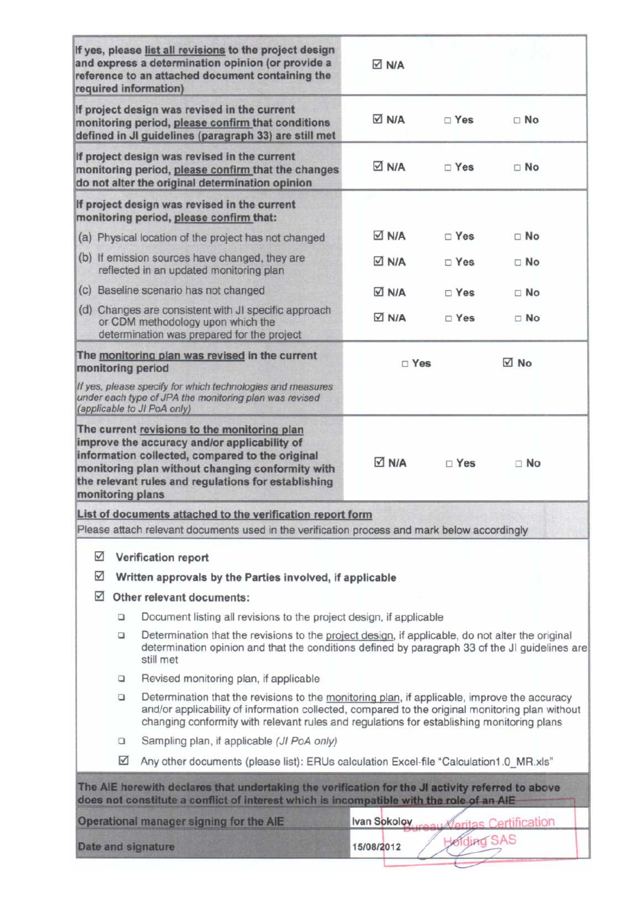| | | | |
|---|---|---|---|
| **If yes, please list all revisions to the project design and express a determination opinion (or provide a reference to an attached document containing the required information)** | ☑ N/A | | |
| **If project design was revised in the current monitoring period, please confirm that conditions defined in JI guidelines (paragraph 33) are still met** | ☑ N/A | □ Yes | □ No |
| **If project design was revised in the current monitoring period, please confirm that the changes do not alter the original determination opinion** | ☑ N/A | □ Yes | □ No |
| **If project design was revised in the current monitoring period, please confirm that:** | | | |
| (a) Physical location of the project has not changed | ☑ N/A | □ Yes | □ No |
| (b) If emission sources have changed, they are reflected in an updated monitoring plan | ☑ N/A | □ Yes | □ No |
| (c) Baseline scenario has not changed | ☑ N/A | □ Yes | □ No |
| (d) Changes are consistent with JI specific approach or CDM methodology upon which the determination was prepared for the project | ☑ N/A | □ Yes | □ No |
| **The monitoring plan was revised in the current monitoring period** *If yes, please specify for which technologies and measures under each type of JPA the monitoring plan was revised (applicable to JI PoA only)* | □ Yes | ☑ No | |
| **The current revisions to the monitoring plan improve the accuracy and/or applicability of information collected, compared to the original monitoring plan without changing conformity with the relevant rules and regulations for establishing monitoring plans** | ☑ N/A | □ Yes | □ No |

**List of documents attached to the verification report form**

Please attach relevant documents used in the verification process and mark below accordingly

- ☑ **Verification report**
- ☑ **Written approvals by the Parties involved, if applicable**
- ☑ **Other relevant documents:**
  - ❑ Document listing all revisions to the project design, if applicable
  - ❑ Determination that the revisions to the project design, if applicable, do not alter the original determination opinion and that the conditions defined by paragraph 33 of the JI guidelines are still met
  - ❑ Revised monitoring plan, if applicable
  - ❑ Determination that the revisions to the monitoring plan, if applicable, improve the accuracy and/or applicability of information collected, compared to the original monitoring plan without changing conformity with relevant rules and regulations for establishing monitoring plans
  - ❑ Sampling plan, if applicable *(JI PoA only)*
  - ☑ Any other documents (please list): ERUs calculation Excel-file "Calculation1.0_MR.xls"

**The AIE herewith declares that undertaking the verification for the JI activity referred to above does not constitute a conflict of interest which is incompatible with the role of an AIE**

| | |
|---|---|
| **Operational manager signing for the AIE** | Ivan Sokolov |
| **Date and signature** | 15/08/2012 |

Bureau Veritas Certification Holding SAS